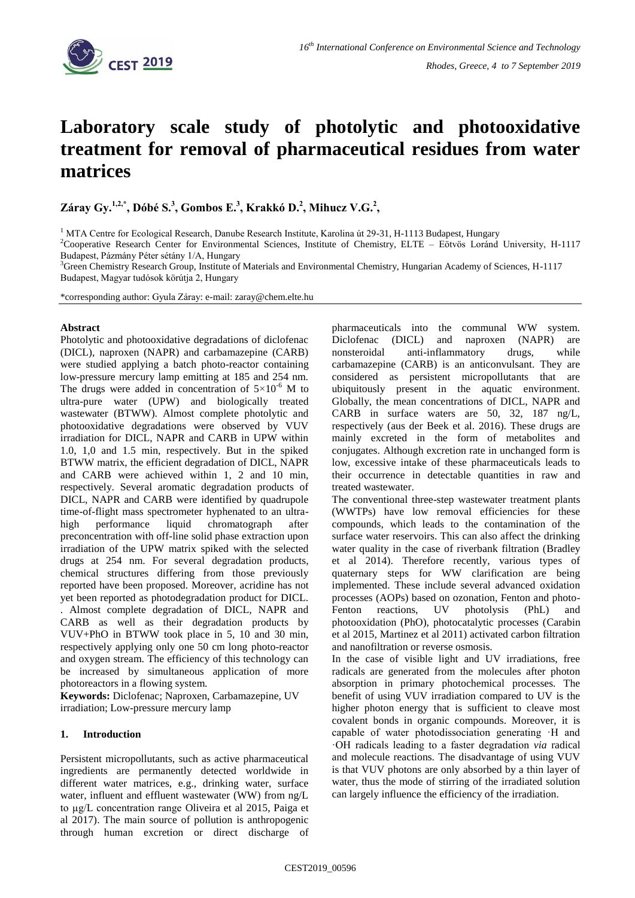# Laboratory scale study of photolytic and photooxidative treatment for removal of pharmaceutical residues from water matrices

**Záray Gy.[1,2,*], Dóbé S.[3], Gombos E.[3], Krakkó D.[2], Mihucz V.G.[2],**

[1] MTA Centre for Ecological Research, Danube Research Institute, Karolina út 29-31, H-1113 Budapest, Hungary

[2]Cooperative Research Center for Environmental Sciences, Institute of Chemistry, ELTE – Eötvös Loránd University, H-1117 Budapest, Pázmány Péter sétány 1/A, Hungary

[3]Green Chemistry Research Group, Institute of Materials and Environmental Chemistry, Hungarian Academy of Sciences, H-1117 Budapest, Magyar tudósok körútja 2, Hungary

*corresponding author: Gyula Záray: e-mail: zaray@chem.elte.hu

**Abstract**

Photolytic and photooxidative degradations of diclofenac (DICL), naproxen (NAPR) and carbamazepine (CARB) were studied applying a batch photo-reactor containing low-pressure mercury lamp emitting at 185 and 254 nm. The drugs were added in concentration of $5\times10^{-6}$ M to ultra-pure water (UPW) and biologically treated wastewater (BTWW). Almost complete photolytic and photooxidative degradations were observed by VUV irradiation for DICL, NAPR and CARB in UPW within 1.0, 1,0 and 1.5 min, respectively. But in the spiked BTWW matrix, the efficient degradation of DICL, NAPR and CARB were achieved within 1, 2 and 10 min, respectively. Several aromatic degradation products of DICL, NAPR and CARB were identified by quadrupole time-of-flight mass spectrometer hyphenated to an ultra-high performance liquid chromatograph after preconcentration with off-line solid phase extraction upon irradiation of the UPW matrix spiked with the selected drugs at 254 nm. For several degradation products, chemical structures differing from those previously reported have been proposed. Moreover, acridine has not yet been reported as photodegradation product for DICL. . Almost complete degradation of DICL, NAPR and CARB as well as their degradation products by VUV+PhO in BTWW took place in 5, 10 and 30 min, respectively applying only one 50 cm long photo-reactor and oxygen stream. The efficiency of this technology can be increased by simultaneous application of more photoreactors in a flowing system.

**Keywords:** Diclofenac; Naproxen, Carbamazepine, UV irradiation; Low-pressure mercury lamp

## 1. Introduction

Persistent micropollutants, such as active pharmaceutical ingredients are permanently detected worldwide in different water matrices, e.g., drinking water, surface water, influent and effluent wastewater (WW) from ng/L to μg/L concentration range Oliveira et al 2015, Paiga et al 2017). The main source of pollution is anthropogenic through human excretion or direct discharge of pharmaceuticals into the communal WW system. Diclofenac (DICL) and naproxen (NAPR) are nonsteroidal anti-inflammatory drugs, while carbamazepine (CARB) is an anticonvulsant. They are considered as persistent micropollutants that are ubiquitously present in the aquatic environment. Globally, the mean concentrations of DICL, NAPR and CARB in surface waters are 50, 32, 187 ng/L, respectively (aus der Beek et al. 2016). These drugs are mainly excreted in the form of metabolites and conjugates. Although excretion rate in unchanged form is low, excessive intake of these pharmaceuticals leads to their occurrence in detectable quantities in raw and treated wastewater.

The conventional three-step wastewater treatment plants (WWTPs) have low removal efficiencies for these compounds, which leads to the contamination of the surface water reservoirs. This can also affect the drinking water quality in the case of riverbank filtration (Bradley et al 2014). Therefore recently, various types of quaternary steps for WW clarification are being implemented. These include several advanced oxidation processes (AOPs) based on ozonation, Fenton and photo-Fenton reactions, UV photolysis (PhL) and photooxidation (PhO), photocatalytic processes (Carabin et al 2015, Martinez et al 2011) activated carbon filtration and nanofiltration or reverse osmosis.

In the case of visible light and UV irradiations, free radicals are generated from the molecules after photon absorption in primary photochemical processes. The benefit of using VUV irradiation compared to UV is the higher photon energy that is sufficient to cleave most covalent bonds in organic compounds. Moreover, it is capable of water photodissociation generating ·H and ·OH radicals leading to a faster degradation *via* radical and molecule reactions. The disadvantage of using VUV is that VUV photons are only absorbed by a thin layer of water, thus the mode of stirring of the irradiated solution can largely influence the efficiency of the irradiation.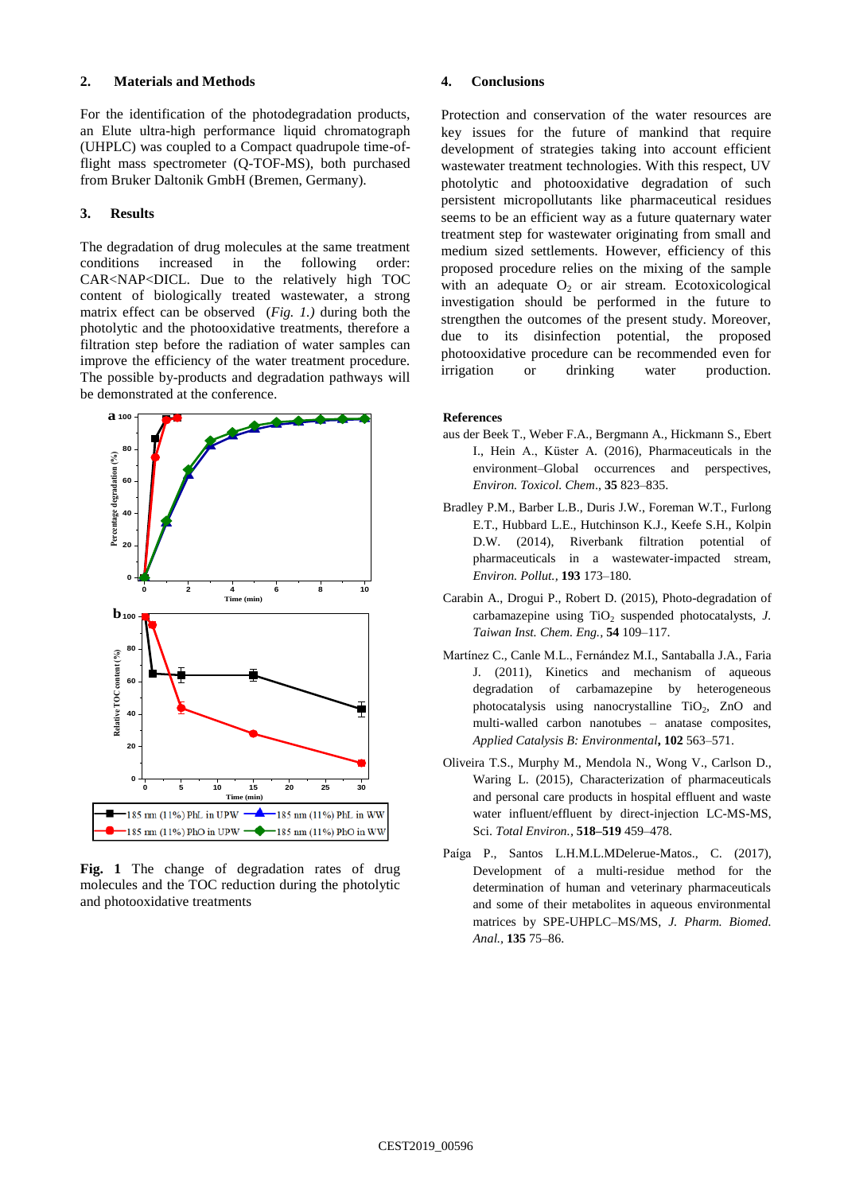## 2. Materials and Methods

For the identification of the photodegradation products, an Elute ultra-high performance liquid chromatograph (UHPLC) was coupled to a Compact quadrupole time-of-flight mass spectrometer (Q-TOF-MS), both purchased from Bruker Daltonik GmbH (Bremen, Germany).

## 3. Results

The degradation of drug molecules at the same treatment conditions increased in the following order: CAR<NAP<DICL. Due to the relatively high TOC content of biologically treated wastewater, a strong matrix effect can be observed (*Fig. 1.)* during both the photolytic and the photooxidative treatments, therefore a filtration step before the radiation of water samples can improve the efficiency of the water treatment procedure. The possible by-products and degradation pathways will be demonstrated at the conference.

a
Percentage degradation (%)
0
20
40
60
80
100
0 2 4 6 8 10
Time (min)

b
Relative TOC content (%)
0
20
40
60
80
100
0 5 10 15 20 25 30
Time (min)

185 nm (11%) PhL in UPW
185 nm (11%) PhL in WW
185 nm (11%) PhO in UPW
185 nm (11%) PhO in WW

**Fig. 1** The change of degradation rates of drug molecules and the TOC reduction during the photolytic and photooxidative treatments

## 4. Conclusions

Protection and conservation of the water resources are key issues for the future of mankind that require development of strategies taking into account efficient wastewater treatment technologies. With this respect, UV photolytic and photooxidative degradation of such persistent micropollutants like pharmaceutical residues seems to be an efficient way as a future quaternary water treatment step for wastewater originating from small and medium sized settlements. However, efficiency of this proposed procedure relies on the mixing of the sample with an adequate $O_2$ or air stream. Ecotoxicological investigation should be performed in the future to strengthen the outcomes of the present study. Moreover, due to its disinfection potential, the proposed photooxidative procedure can be recommended even for irrigation or drinking water production.

### References

aus der Beek T., Weber F.A., Bergmann A., Hickmann S., Ebert I., Hein A., Küster A. (2016), Pharmaceuticals in the environment–Global occurrences and perspectives, *Environ. Toxicol. Chem*., **35** 823–835.

Bradley P.M., Barber L.B., Duris J.W., Foreman W.T., Furlong E.T., Hubbard L.E., Hutchinson K.J., Keefe S.H., Kolpin D.W. (2014), Riverbank filtration potential of pharmaceuticals in a wastewater-impacted stream, *Environ. Pollut.*, **193** 173–180.

Carabin A., Drogui P., Robert D. (2015), Photo-degradation of carbamazepine using $TiO_2$ suspended photocatalysts, *J. Taiwan Inst. Chem. Eng.*, **54** 109–117.

Martínez C., Canle M.L., Fernández M.I., Santaballa J.A., Faria J. (2011), Kinetics and mechanism of aqueous degradation of carbamazepine by heterogeneous photocatalysis using nanocrystalline $TiO_2$, ZnO and multi-walled carbon nanotubes – anatase composites, *Applied Catalysis B: Environmental***, 102** 563–571.

Oliveira T.S., Murphy M., Mendola N., Wong V., Carlson D., Waring L. (2015), Characterization of pharmaceuticals and personal care products in hospital effluent and waste water influent/effluent by direct-injection LC-MS-MS, Sci. *Total Environ.*, **518–519** 459–478.

Paíga P., Santos L.H.M.L.MDelerue-Matos., C. (2017), Development of a multi-residue method for the determination of human and veterinary pharmaceuticals and some of their metabolites in aqueous environmental matrices by SPE-UHPLC–MS/MS, *J. Pharm. Biomed. Anal.*, **135** 75–86.